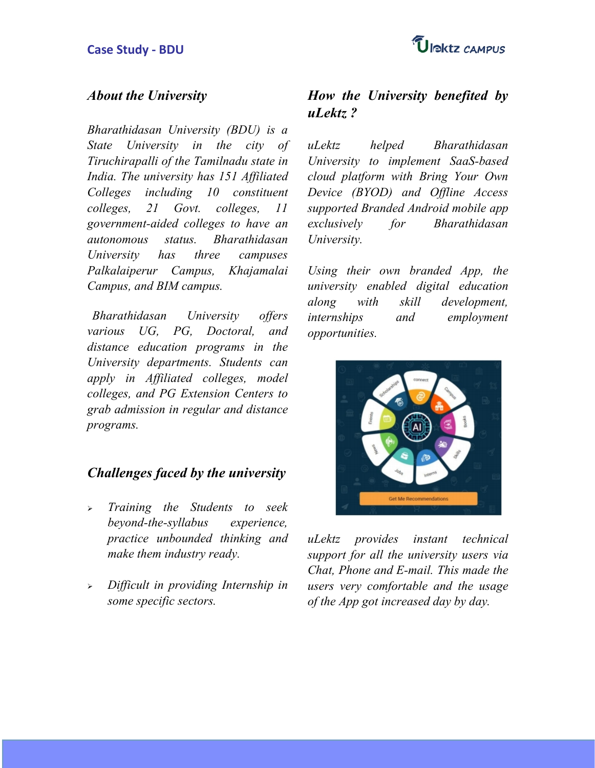# Case Study - BDU

## *About the University*

*Bharathidasan University (BDU) is a State University in the city of Tiruchirapalli of the Tamilnadu state in India. The university has 151 Affiliated Colleges including 10 constituent colleges, 21 Govt. colleges, 11 government-aided colleges to have an autonomous status. Bharathidasan University has three campuses Palkalaiperur Campus, Khajamalai Campus, and BIM campus.*

*Bharathidasan University offers various UG, PG, Doctoral, and distance education programs in the University departments. Students can apply in Affiliated colleges, model colleges, and PG Extension Centers to grab admission in regular and distance programs.*

## *Challenges faced by the university*

- *Training the Students to seek beyond-the-syllabus experience, practice unbounded thinking and make them industry ready.*
- *Difficult in providing Internship in some specific sectors.*

## *How the University benefited by uLektz ?*

*uLektz helped Bharathidasan University to implement SaaS-based cloud platform with Bring Your Own Device (BYOD) and Offline Access supported Branded Android mobile app exclusively for Bharathidasan University.*

*Using their own branded App, the university enabled digital education along with skill development, internships and employment opportunities.*

*uLektz provides instant technical support for all the university users via Chat, Phone and E-mail. This made the users very comfortable and the usage of the App got increased day by day.*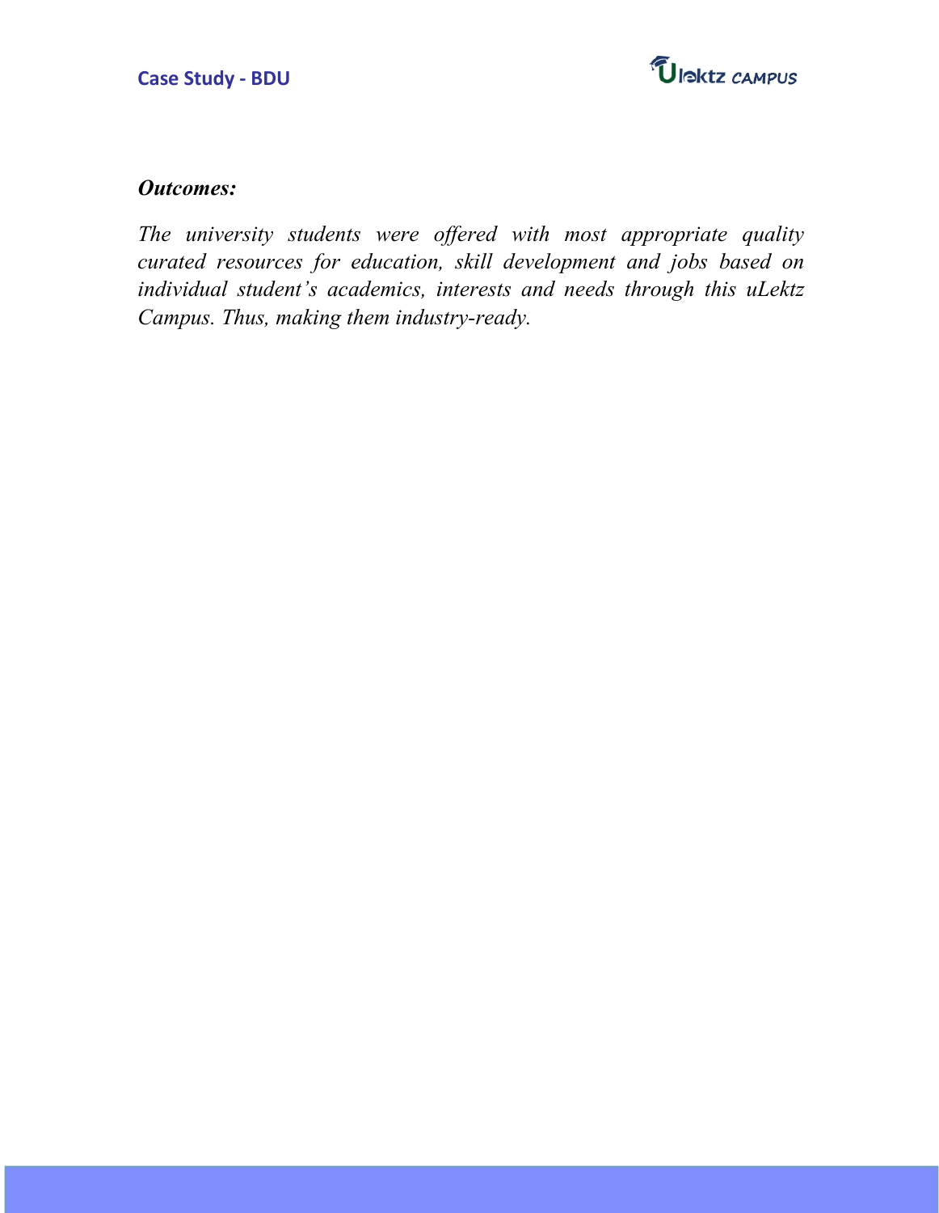***Outcomes:***

*The university students were offered with most appropriate quality curated resources for education, skill development and jobs based on individual student's academics, interests and needs through this uLektz Campus. Thus, making them industry-ready.*